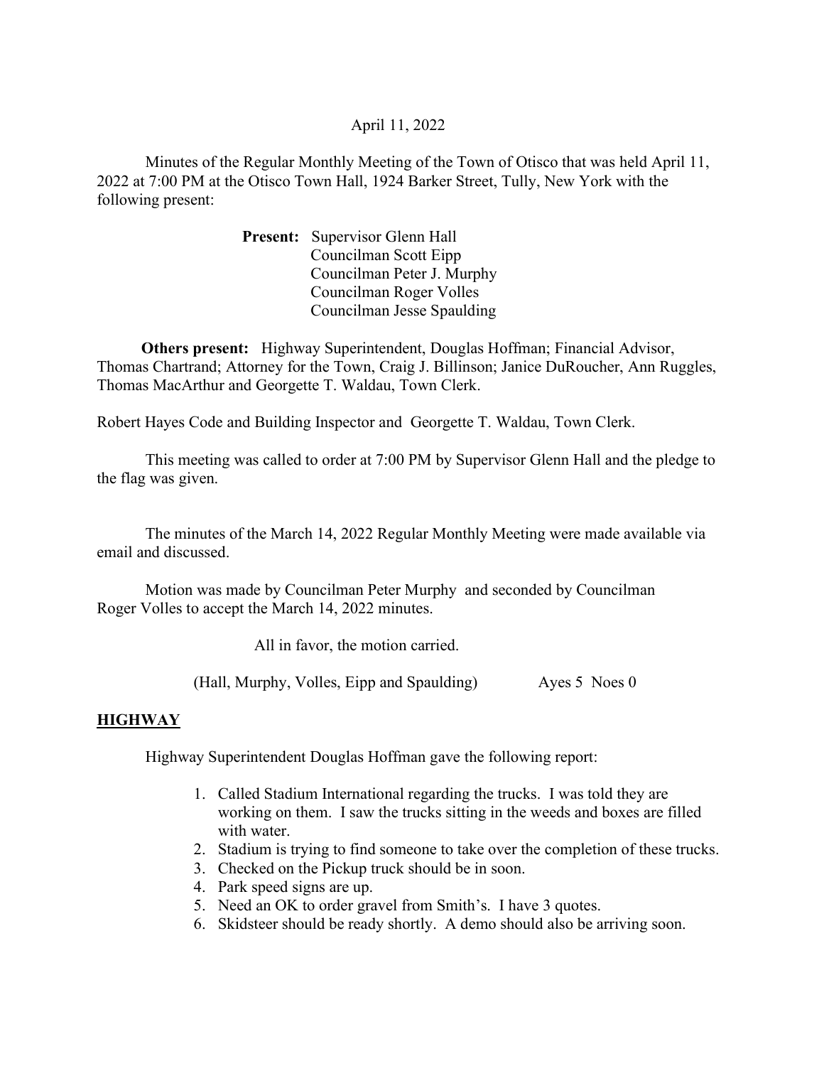April 11, 2022

Minutes of the Regular Monthly Meeting of the Town of Otisco that was held April 11, 2022 at 7:00 PM at the Otisco Town Hall, 1924 Barker Street, Tully, New York with the following present:

**Present:** Supervisor Glenn Hall
Councilman Scott Eipp
Councilman Peter J. Murphy
Councilman Roger Volles
Councilman Jesse Spaulding

**Others present:** Highway Superintendent, Douglas Hoffman; Financial Advisor, Thomas Chartrand; Attorney for the Town, Craig J. Billinson; Janice DuRoucher, Ann Ruggles, Thomas MacArthur and Georgette T. Waldau, Town Clerk.

Robert Hayes Code and Building Inspector and Georgette T. Waldau, Town Clerk.

This meeting was called to order at 7:00 PM by Supervisor Glenn Hall and the pledge to the flag was given.

The minutes of the March 14, 2022 Regular Monthly Meeting were made available via email and discussed.

Motion was made by Councilman Peter Murphy and seconded by Councilman Roger Volles to accept the March 14, 2022 minutes.

All in favor, the motion carried.

(Hall, Murphy, Volles, Eipp and Spaulding) Ayes 5 Noes 0

## HIGHWAY

Highway Superintendent Douglas Hoffman gave the following report:

1. Called Stadium International regarding the trucks. I was told they are working on them. I saw the trucks sitting in the weeds and boxes are filled with water.
2. Stadium is trying to find someone to take over the completion of these trucks.
3. Checked on the Pickup truck should be in soon.
4. Park speed signs are up.
5. Need an OK to order gravel from Smith's. I have 3 quotes.
6. Skidsteer should be ready shortly. A demo should also be arriving soon.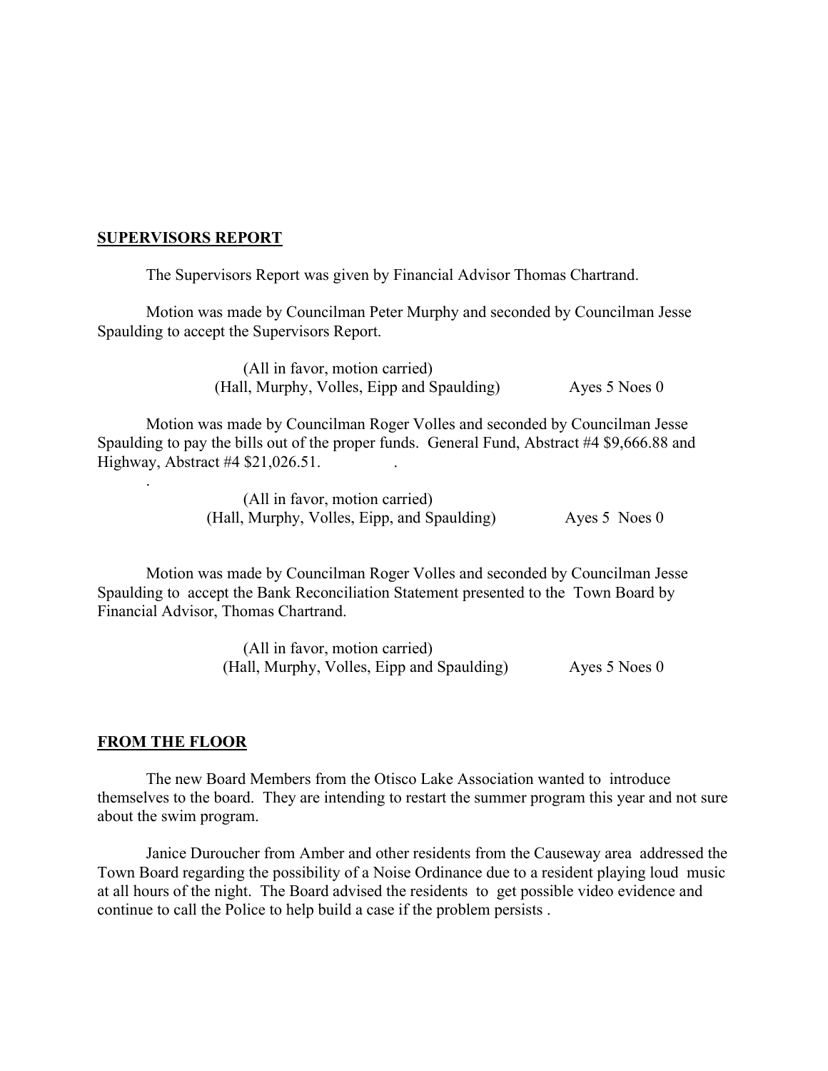## **SUPERVISORS REPORT**

The Supervisors Report was given by Financial Advisor Thomas Chartrand.

Motion was made by Councilman Peter Murphy and seconded by Councilman Jesse Spaulding to accept the Supervisors Report.

(All in favor, motion carried)
(Hall, Murphy, Volles, Eipp and Spaulding) Ayes 5 Noes 0

Motion was made by Councilman Roger Volles and seconded by Councilman Jesse Spaulding to pay the bills out of the proper funds. General Fund, Abstract #4 $9,666.88 and Highway, Abstract #4 $21,026.51.

(All in favor, motion carried)
(Hall, Murphy, Volles, Eipp, and Spaulding) Ayes 5 Noes 0

Motion was made by Councilman Roger Volles and seconded by Councilman Jesse Spaulding to accept the Bank Reconciliation Statement presented to the Town Board by Financial Advisor, Thomas Chartrand.

(All in favor, motion carried)
(Hall, Murphy, Volles, Eipp and Spaulding) Ayes 5 Noes 0

## **FROM THE FLOOR**

The new Board Members from the Otisco Lake Association wanted to introduce themselves to the board. They are intending to restart the summer program this year and not sure about the swim program.

Janice Duroucher from Amber and other residents from the Causeway area addressed the Town Board regarding the possibility of a Noise Ordinance due to a resident playing loud music at all hours of the night. The Board advised the residents to get possible video evidence and continue to call the Police to help build a case if the problem persists .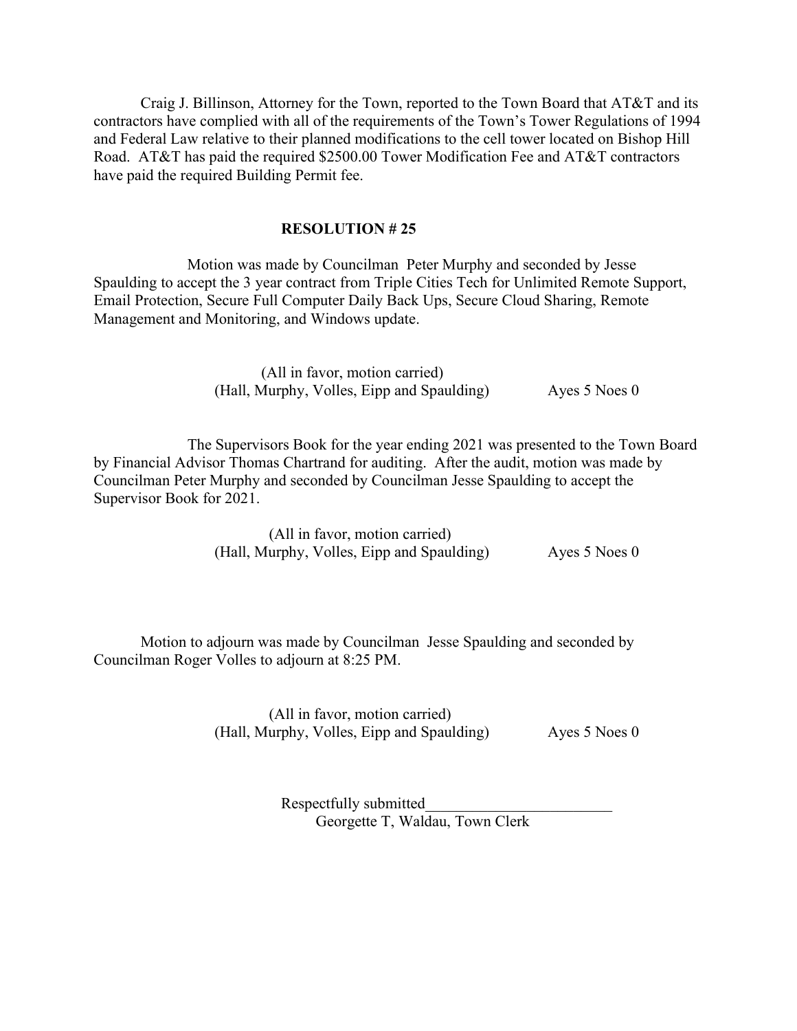Craig J. Billinson, Attorney for the Town, reported to the Town Board that AT&T and its contractors have complied with all of the requirements of the Town's Tower Regulations of 1994 and Federal Law relative to their planned modifications to the cell tower located on Bishop Hill Road. AT&T has paid the required $2500.00 Tower Modification Fee and AT&T contractors have paid the required Building Permit fee.

**RESOLUTION # 25**

Motion was made by Councilman Peter Murphy and seconded by Jesse Spaulding to accept the 3 year contract from Triple Cities Tech for Unlimited Remote Support, Email Protection, Secure Full Computer Daily Back Ups, Secure Cloud Sharing, Remote Management and Monitoring, and Windows update.

(All in favor, motion carried)
(Hall, Murphy, Volles, Eipp and Spaulding) Ayes 5 Noes 0

The Supervisors Book for the year ending 2021 was presented to the Town Board by Financial Advisor Thomas Chartrand for auditing. After the audit, motion was made by Councilman Peter Murphy and seconded by Councilman Jesse Spaulding to accept the Supervisor Book for 2021.

(All in favor, motion carried)
(Hall, Murphy, Volles, Eipp and Spaulding) Ayes 5 Noes 0

Motion to adjourn was made by Councilman Jesse Spaulding and seconded by Councilman Roger Volles to adjourn at 8:25 PM.

(All in favor, motion carried)
(Hall, Murphy, Volles, Eipp and Spaulding) Ayes 5 Noes 0

Respectfully submitted________________________
Georgette T, Waldau, Town Clerk